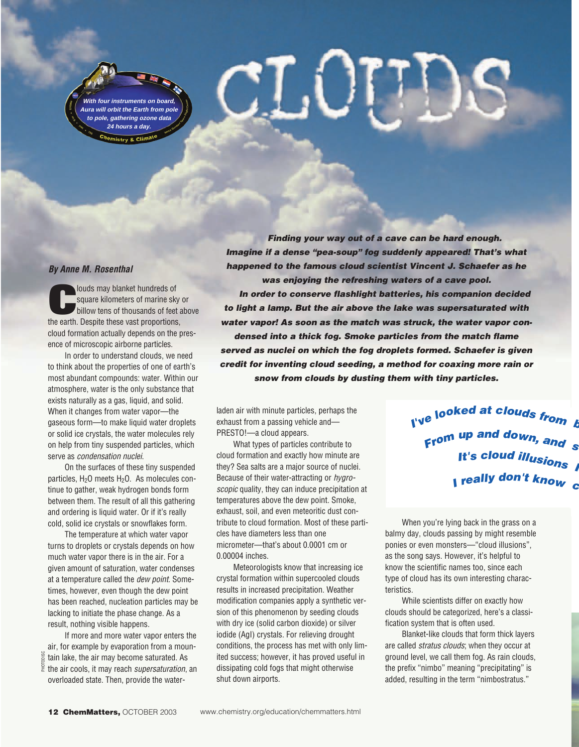# CLOUDS

With four instruments on board, Aura will orbit the Earth from pole to pole, gathering ozone data 24 hours a day.

Chemistry & Climate

**By Anne M. Rosenthal**

***Finding your way out of a cave can be hard enough. Imagine if a dense "pea-soup" fog suddenly appeared! That's what happened to the famous cloud scientist Vincent J. Schaefer as he was enjoying the refreshing waters of a cave pool.***

***In order to conserve flashlight batteries, his companion decided to light a lamp. But the air above the lake was supersaturated with water vapor! As soon as the match was struck, the water vapor condensed into a thick fog. Smoke particles from the match flame served as nuclei on which the fog droplets formed. Schaefer is given credit for inventing cloud seeding, a method for coaxing more rain or snow from clouds by dusting them with tiny particles.***

Clouds may blanket hundreds of square kilometers of marine sky or billow tens of thousands of feet above the earth. Despite these vast proportions, cloud formation actually depends on the presence of microscopic airborne particles.

In order to understand clouds, we need to think about the properties of one of earth's most abundant compounds: water. Within our atmosphere, water is the only substance that exists naturally as a gas, liquid, and solid. When it changes from water vapor—the gaseous form—to make liquid water droplets or solid ice crystals, the water molecules rely on help from tiny suspended particles, which serve as *condensation nuclei*.

On the surfaces of these tiny suspended particles, $H_2O$ meets $H_2O$. As molecules continue to gather, weak hydrogen bonds form between them. The result of all this gathering and ordering is liquid water. Or if it's really cold, solid ice crystals or snowflakes form.

The temperature at which water vapor turns to droplets or crystals depends on how much water vapor there is in the air. For a given amount of saturation, water condenses at a temperature called the *dew point*. Sometimes, however, even though the dew point has been reached, nucleation particles may be lacking to initiate the phase change. As a result, nothing visible happens.

If more and more water vapor enters the air, for example by evaporation from a mountain lake, the air may become saturated. As the air cools, it may reach *supersaturation*, an overloaded state. Then, provide the water-laden air with minute particles, perhaps the exhaust from a passing vehicle and—PRESTO!—a cloud appears.

What types of particles contribute to cloud formation and exactly how minute are they? Sea salts are a major source of nuclei. Because of their water-attracting or *hygroscopic* quality, they can induce precipitation at temperatures above the dew point. Smoke, exhaust, soil, and even meteoritic dust contribute to cloud formation. Most of these particles have diameters less than one micrometer—that's about 0.0001 cm or 0.00004 inches.

Meteorologists know that increasing ice crystal formation within supercooled clouds results in increased precipitation. Weather modification companies apply a synthetic version of this phenomenon by seeding clouds with dry ice (solid carbon dioxide) or silver iodide (AgI) crystals. For relieving drought conditions, the process has met with only limited success; however, it has proved useful in dissipating cold fogs that might otherwise shut down airports.

***I've looked at clouds from b***
***From up and down, and s***
***It's cloud illusions I***
***I really don't know c***

When you're lying back in the grass on a balmy day, clouds passing by might resemble ponies or even monsters—"cloud illusions", as the song says. However, it's helpful to know the scientific names too, since each type of cloud has its own interesting characteristics.

While scientists differ on exactly how clouds should be categorized, here's a classification system that is often used.

Blanket-like clouds that form thick layers are called *stratus clouds*; when they occur at ground level, we call them fog. As rain clouds, the prefix "nimbo" meaning "precipitating" is added, resulting in the term "nimbostratus."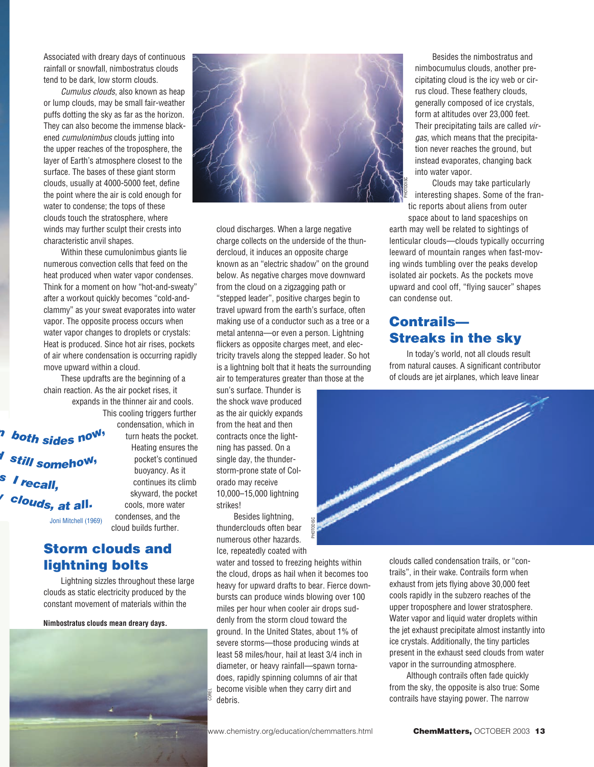Associated with dreary days of continuous rainfall or snowfall, nimbostratus clouds tend to be dark, low storm clouds.

*Cumulus clouds*, also known as heap or lump clouds, may be small fair-weather puffs dotting the sky as far as the horizon. They can also become the immense blackened *cumulonimbus* clouds jutting into the upper reaches of the troposphere, the layer of Earth's atmosphere closest to the surface. The bases of these giant storm clouds, usually at 4000-5000 feet, define the point where the air is cold enough for water to condense; the tops of these clouds touch the stratosphere, where winds may further sculpt their crests into characteristic anvil shapes.

Within these cumulonimbus giants lie numerous convection cells that feed on the heat produced when water vapor condenses. Think for a moment on how "hot-and-sweaty" after a workout quickly becomes "cold-and-clammy" as your sweat evaporates into water vapor. The opposite process occurs when water vapor changes to droplets or crystals: Heat is produced. Since hot air rises, pockets of air where condensation is occurring rapidly move upward within a cloud.

These updrafts are the beginning of a chain reaction. As the air pocket rises, it expands in the thinner air and cools. This cooling triggers further condensation, which in turn heats the pocket. Heating ensures the pocket's continued buoyancy. As it continues its climb skyward, the pocket cools, more water condenses, and the cloud builds further.

*...n both sides now,*
*...still somehow,*
*...s I recall,*
*...clouds, at all.*

Joni Mitchell (1969)

## Storm clouds and lightning bolts

Lightning sizzles throughout these large clouds as static electricity produced by the constant movement of materials within the cloud discharges. When a large negative charge collects on the underside of the thundercloud, it induces an opposite charge known as an "electric shadow" on the ground below. As negative charges move downward from the cloud on a zigzagging path or "stepped leader", positive charges begin to travel upward from the earth's surface, often making use of a conductor such as a tree or a metal antenna—or even a person. Lightning flickers as opposite charges meet, and electricity travels along the stepped leader. So hot is a lightning bolt that it heats the surrounding air to temperatures greater than those at the sun's surface. Thunder is the shock wave produced as the air quickly expands from the heat and then contracts once the lightning has passed. On a single day, the thunderstorm-prone state of Colorado may receive 10,000–15,000 lightning strikes!

**Nimbostratus clouds mean dreary days.**

Besides lightning, thunderclouds often bear numerous other hazards. Ice, repeatedly coated with water and tossed to freezing heights within the cloud, drops as hail when it becomes too heavy for upward drafts to bear. Fierce downbursts can produce winds blowing over 100 miles per hour when cooler air drops suddenly from the storm cloud toward the ground. In the United States, about 1% of severe storms—those producing winds at least 58 miles/hour, hail at least 3/4 inch in diameter, or heavy rainfall—spawn tornadoes, rapidly spinning columns of air that become visible when they carry dirt and debris.

Besides the nimbostratus and nimbocumulus clouds, another precipitating cloud is the icy web or cirrus cloud. These feathery clouds, generally composed of ice crystals, form at altitudes over 23,000 feet. Their precipitating tails are called *virgas*, which means that the precipitation never reaches the ground, but instead evaporates, changing back into water vapor.

Clouds may take particularly interesting shapes. Some of the frantic reports about aliens from outer space about to land spaceships on earth may well be related to sightings of lenticular clouds—clouds typically occurring leeward of mountain ranges when fast-moving winds tumbling over the peaks develop isolated air pockets. As the pockets move upward and cool off, "flying saucer" shapes can condense out.

## Contrails—Streaks in the sky

In today's world, not all clouds result from natural causes. A significant contributor of clouds are jet airplanes, which leave linear clouds called condensation trails, or "contrails", in their wake. Contrails form when exhaust from jets flying above 30,000 feet cools rapidly in the subzero reaches of the upper troposphere and lower stratosphere. Water vapor and liquid water droplets within the jet exhaust precipitate almost instantly into ice crystals. Additionally, the tiny particles present in the exhaust seed clouds from water vapor in the surrounding atmosphere.

Although contrails often fade quickly from the sky, the opposite is also true: Some contrails have staying power. The narrow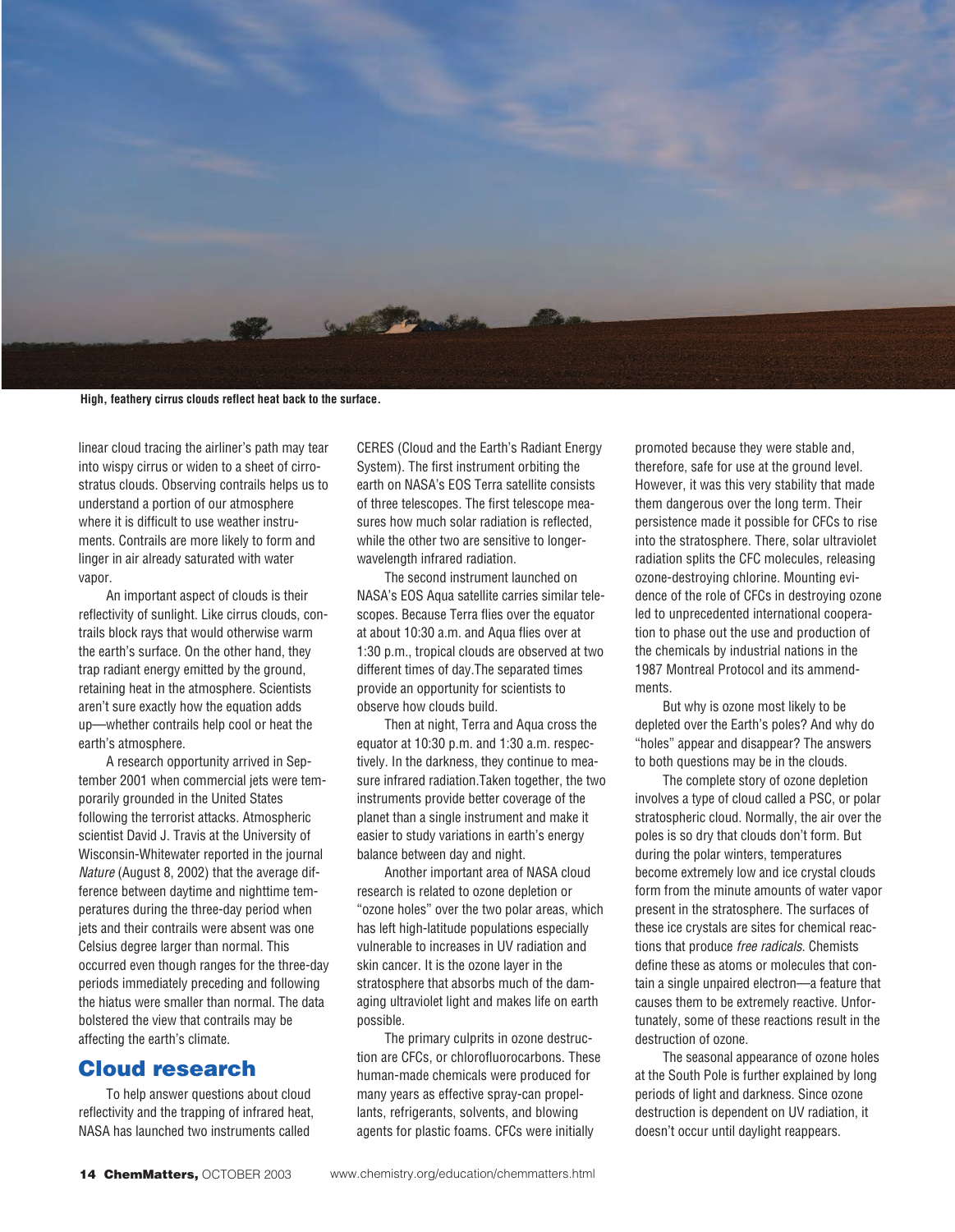High, feathery cirrus clouds reflect heat back to the surface.

linear cloud tracing the airliner's path may tear into wispy cirrus or widen to a sheet of cirrostratus clouds. Observing contrails helps us to understand a portion of our atmosphere where it is difficult to use weather instruments. Contrails are more likely to form and linger in air already saturated with water vapor.

An important aspect of clouds is their reflectivity of sunlight. Like cirrus clouds, contrails block rays that would otherwise warm the earth's surface. On the other hand, they trap radiant energy emitted by the ground, retaining heat in the atmosphere. Scientists aren't sure exactly how the equation adds up—whether contrails help cool or heat the earth's atmosphere.

A research opportunity arrived in September 2001 when commercial jets were temporarily grounded in the United States following the terrorist attacks. Atmospheric scientist David J. Travis at the University of Wisconsin-Whitewater reported in the journal *Nature* (August 8, 2002) that the average difference between daytime and nighttime temperatures during the three-day period when jets and their contrails were absent was one Celsius degree larger than normal. This occurred even though ranges for the three-day periods immediately preceding and following the hiatus were smaller than normal. The data bolstered the view that contrails may be affecting the earth's climate.

## Cloud research

To help answer questions about cloud reflectivity and the trapping of infrared heat, NASA has launched two instruments called CERES (Cloud and the Earth's Radiant Energy System). The first instrument orbiting the earth on NASA's EOS Terra satellite consists of three telescopes. The first telescope measures how much solar radiation is reflected, while the other two are sensitive to longer-wavelength infrared radiation.

The second instrument launched on NASA's EOS Aqua satellite carries similar telescopes. Because Terra flies over the equator at about 10:30 a.m. and Aqua flies over at 1:30 p.m., tropical clouds are observed at two different times of day. The separated times provide an opportunity for scientists to observe how clouds build.

Then at night, Terra and Aqua cross the equator at 10:30 p.m. and 1:30 a.m. respectively. In the darkness, they continue to measure infrared radiation. Taken together, the two instruments provide better coverage of the planet than a single instrument and make it easier to study variations in earth's energy balance between day and night.

Another important area of NASA cloud research is related to ozone depletion or "ozone holes" over the two polar areas, which has left high-latitude populations especially vulnerable to increases in UV radiation and skin cancer. It is the ozone layer in the stratosphere that absorbs much of the damaging ultraviolet light and makes life on earth possible.

The primary culprits in ozone destruction are CFCs, or chlorofluorocarbons. These human-made chemicals were produced for many years as effective spray-can propellants, refrigerants, solvents, and blowing agents for plastic foams. CFCs were initially promoted because they were stable and, therefore, safe for use at the ground level. However, it was this very stability that made them dangerous over the long term. Their persistence made it possible for CFCs to rise into the stratosphere. There, solar ultraviolet radiation splits the CFC molecules, releasing ozone-destroying chlorine. Mounting evidence of the role of CFCs in destroying ozone led to unprecedented international cooperation to phase out the use and production of the chemicals by industrial nations in the 1987 Montreal Protocol and its ammendments.

But why is ozone most likely to be depleted over the Earth's poles? And why do "holes" appear and disappear? The answers to both questions may be in the clouds.

The complete story of ozone depletion involves a type of cloud called a PSC, or polar stratospheric cloud. Normally, the air over the poles is so dry that clouds don't form. But during the polar winters, temperatures become extremely low and ice crystal clouds form from the minute amounts of water vapor present in the stratosphere. The surfaces of these ice crystals are sites for chemical reactions that produce *free radicals*. Chemists define these as atoms or molecules that contain a single unpaired electron—a feature that causes them to be extremely reactive. Unfortunately, some of these reactions result in the destruction of ozone.

The seasonal appearance of ozone holes at the South Pole is further explained by long periods of light and darkness. Since ozone destruction is dependent on UV radiation, it doesn't occur until daylight reappears.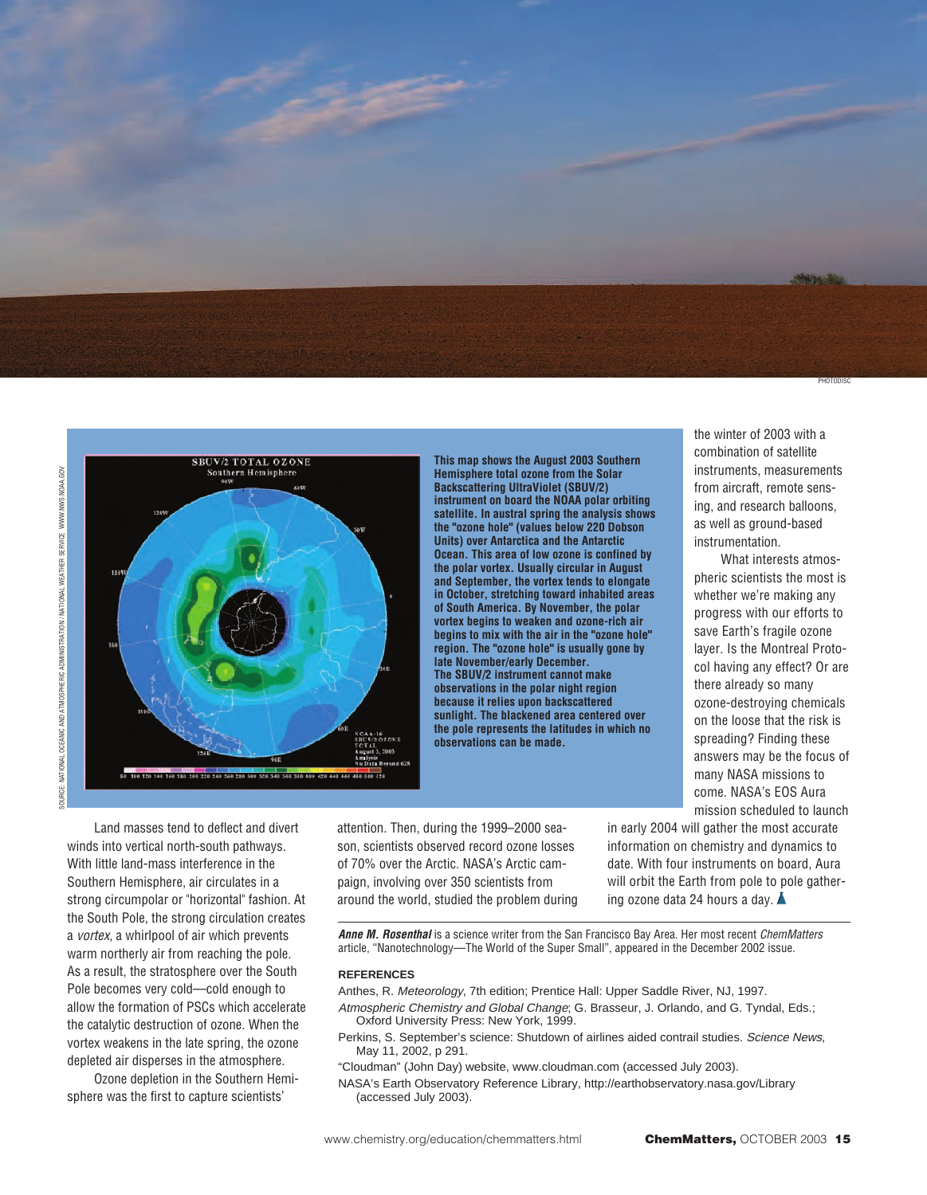PHOTODISC

This map shows the August 2003 Southern Hemisphere total ozone from the Solar Backscattering UltraViolet (SBUV/2) instrument on board the NOAA polar orbiting satellite. In austral spring the analysis shows the "ozone hole" (values below 220 Dobson Units) over Antarctica and the Antarctic Ocean. This area of low ozone is confined by the polar vortex. Usually circular in August and September, the vortex tends to elongate in October, stretching toward inhabited areas of South America. By November, the polar vortex begins to weaken and ozone-rich air begins to mix with the air in the "ozone hole" region. The "ozone hole" is usually gone by late November/early December. The SBUV/2 instrument cannot make observations in the polar night region because it relies upon backscattered sunlight. The blackened area centered over the pole represents the latitudes in which no observations can be made.

SOURCE: NATIONAL OCEANIC AND ATMOSPHERIC ADMINISTRATION / NATIONAL WEATHER SERVICE WWW.NWS.NOAA.GOV

Land masses tend to deflect and divert winds into vertical north-south pathways. With little land-mass interference in the Southern Hemisphere, air circulates in a strong circumpolar or "horizontal" fashion. At the South Pole, the strong circulation creates a *vortex*, a whirlpool of air which prevents warm northerly air from reaching the pole. As a result, the stratosphere over the South Pole becomes very cold—cold enough to allow the formation of PSCs which accelerate the catalytic destruction of ozone. When the vortex weakens in the late spring, the ozone depleted air disperses in the atmosphere.

Ozone depletion in the Southern Hemisphere was the first to capture scientists' attention. Then, during the 1999–2000 season, scientists observed record ozone losses of 70% over the Arctic. NASA's Arctic campaign, involving over 350 scientists from around the world, studied the problem during the winter of 2003 with a combination of satellite instruments, measurements from aircraft, remote sensing, and research balloons, as well as ground-based instrumentation.

What interests atmospheric scientists the most is whether we're making any progress with our efforts to save Earth's fragile ozone layer. Is the Montreal Protocol having any effect? Or are there already so many ozone-destroying chemicals on the loose that the risk is spreading? Finding these answers may be the focus of many NASA missions to come. NASA's EOS Aura mission scheduled to launch in early 2004 will gather the most accurate information on chemistry and dynamics to date. With four instruments on board, Aura will orbit the Earth from pole to pole gathering ozone data 24 hours a day.

***Anne M. Rosenthal*** is a science writer from the San Francisco Bay Area. Her most recent *ChemMatters* article, "Nanotechnology—The World of the Super Small", appeared in the December 2002 issue.

**REFERENCES**

Anthes, R. *Meteorology*, 7th edition; Prentice Hall: Upper Saddle River, NJ, 1997.

*Atmospheric Chemistry and Global Change*; G. Brasseur, J. Orlando, and G. Tyndal, Eds.; Oxford University Press: New York, 1999.

Perkins, S. September's science: Shutdown of airlines aided contrail studies. *Science News*, May 11, 2002, p 291.

"Cloudman" (John Day) website, www.cloudman.com (accessed July 2003).

NASA's Earth Observatory Reference Library, http://earthobservatory.nasa.gov/Library (accessed July 2003).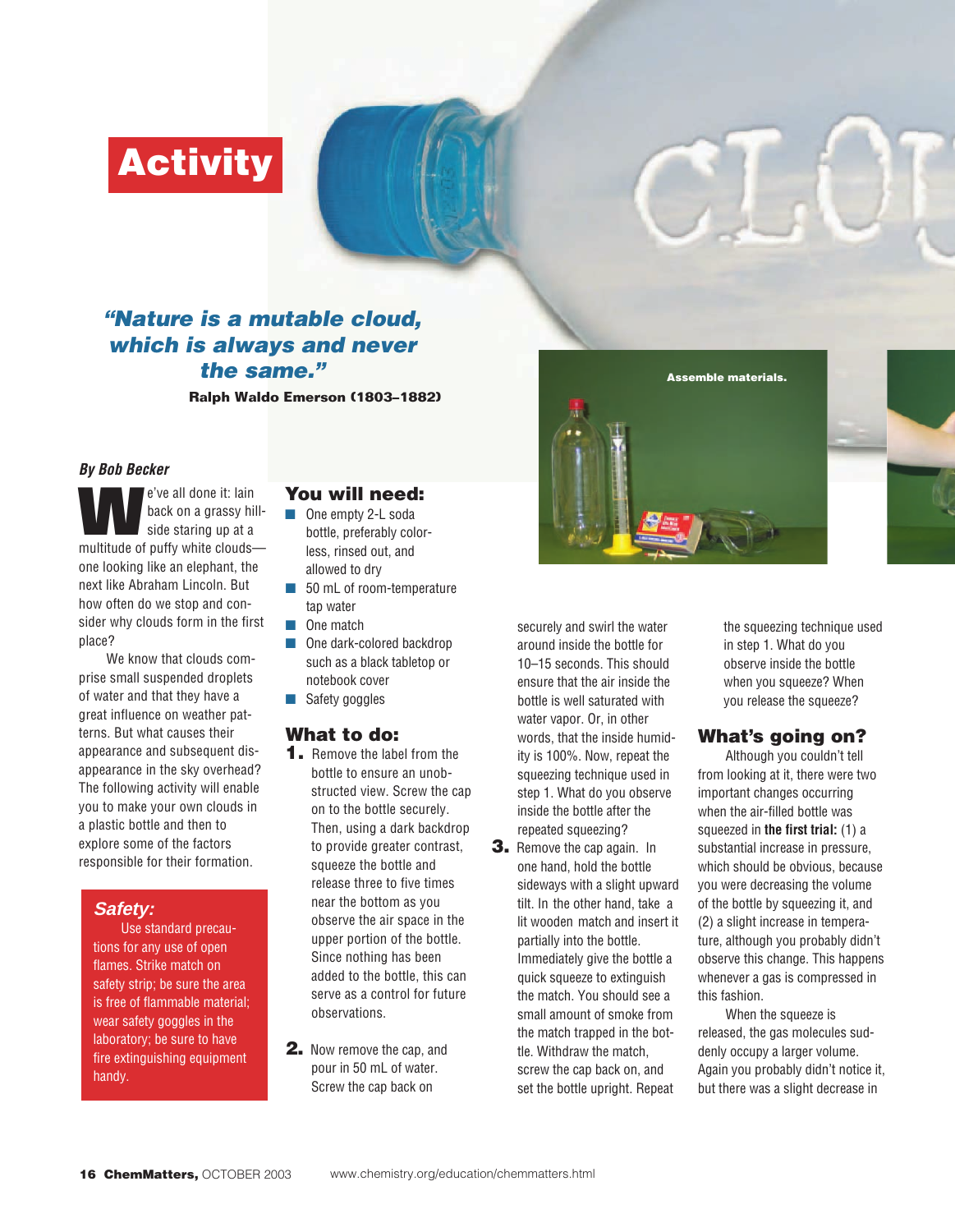# Activity

***"Nature is a mutable cloud, which is always and never the same."***

**Ralph Waldo Emerson (1803–1882)**

Assemble materials.

***By Bob Becker***

We've all done it: lain back on a grassy hillside staring up at a multitude of puffy white clouds—one looking like an elephant, the next like Abraham Lincoln. But how often do we stop and consider why clouds form in the first place?

We know that clouds comprise small suspended droplets of water and that they have a great influence on weather patterns. But what causes their appearance and subsequent disappearance in the sky overhead? The following activity will enable you to make your own clouds in a plastic bottle and then to explore some of the factors responsible for their formation.

### *Safety:*

Use standard precautions for any use of open flames. Strike match on safety strip; be sure the area is free of flammable material; wear safety goggles in the laboratory; be sure to have fire extinguishing equipment handy.

## You will need:

- One empty 2-L soda bottle, preferably colorless, rinsed out, and allowed to dry
- 50 mL of room-temperature tap water
- One match
- One dark-colored backdrop such as a black tabletop or notebook cover
- Safety goggles

## What to do:

1. Remove the label from the bottle to ensure an unobstructed view. Screw the cap on to the bottle securely. Then, using a dark backdrop to provide greater contrast, squeeze the bottle and release three to five times near the bottom as you observe the air space in the upper portion of the bottle. Since nothing has been added to the bottle, this can serve as a control for future observations.

2. Now remove the cap, and pour in 50 mL of water. Screw the cap back on securely and swirl the water around inside the bottle for 10–15 seconds. This should ensure that the air inside the bottle is well saturated with water vapor. Or, in other words, that the inside humidity is 100%. Now, repeat the squeezing technique used in step 1. What do you observe inside the bottle after the repeated squeezing?

3. Remove the cap again. In one hand, hold the bottle sideways with a slight upward tilt. In the other hand, take a lit wooden match and insert it partially into the bottle. Immediately give the bottle a quick squeeze to extinguish the match. You should see a small amount of smoke from the match trapped in the bottle. Withdraw the match, screw the cap back on, and set the bottle upright. Repeat the squeezing technique used in step 1. What do you observe inside the bottle when you squeeze? When you release the squeeze?

## What's going on?

Although you couldn't tell from looking at it, there were two important changes occurring when the air-filled bottle was squeezed in **the first trial:** (1) a substantial increase in pressure, which should be obvious, because you were decreasing the volume of the bottle by squeezing it, and (2) a slight increase in temperature, although you probably didn't observe this change. This happens whenever a gas is compressed in this fashion.

When the squeeze is released, the gas molecules suddenly occupy a larger volume. Again you probably didn't notice it, but there was a slight decrease in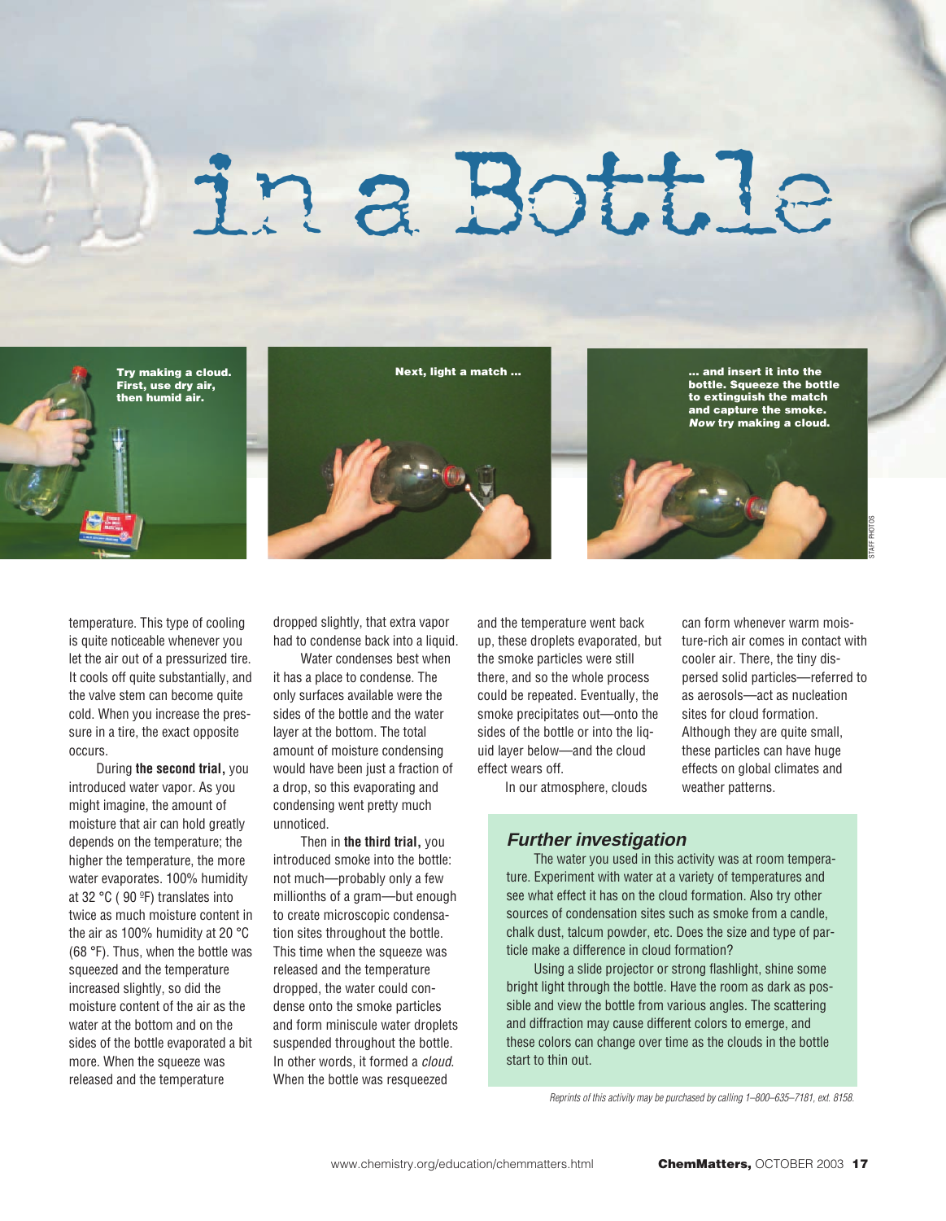# in a Bottle

Try making a cloud. First, use dry air, then humid air.

Next, light a match …

… and insert it into the bottle. Squeeze the bottle to extinguish the match and capture the smoke. ***Now*** try making a cloud.

STAFF PHOTOS

temperature. This type of cooling is quite noticeable whenever you let the air out of a pressurized tire. It cools off quite substantially, and the valve stem can become quite cold. When you increase the pressure in a tire, the exact opposite occurs.

During **the second trial,** you introduced water vapor. As you might imagine, the amount of moisture that air can hold greatly depends on the temperature; the higher the temperature, the more water evaporates. 100% humidity at 32 °C ( 90 ºF) translates into twice as much moisture content in the air as 100% humidity at 20 °C (68 °F). Thus, when the bottle was squeezed and the temperature increased slightly, so did the moisture content of the air as the water at the bottom and on the sides of the bottle evaporated a bit more. When the squeeze was released and the temperature dropped slightly, that extra vapor had to condense back into a liquid.

Water condenses best when it has a place to condense. The only surfaces available were the sides of the bottle and the water layer at the bottom. The total amount of moisture condensing would have been just a fraction of a drop, so this evaporating and condensing went pretty much unnoticed.

Then in **the third trial,** you introduced smoke into the bottle: not much—probably only a few millionths of a gram—but enough to create microscopic condensation sites throughout the bottle. This time when the squeeze was released and the temperature dropped, the water could condense onto the smoke particles and form miniscule water droplets suspended throughout the bottle. In other words, it formed a *cloud.* When the bottle was resqueezed and the temperature went back up, these droplets evaporated, but the smoke particles were still there, and so the whole process could be repeated. Eventually, the smoke precipitates out—onto the sides of the bottle or into the liquid layer below—and the cloud effect wears off.

In our atmosphere, clouds can form whenever warm moisture-rich air comes in contact with cooler air. There, the tiny dispersed solid particles—referred to as aerosols—act as nucleation sites for cloud formation. Although they are quite small, these particles can have huge effects on global climates and weather patterns.

## *Further investigation*

The water you used in this activity was at room temperature. Experiment with water at a variety of temperatures and see what effect it has on the cloud formation. Also try other sources of condensation sites such as smoke from a candle, chalk dust, talcum powder, etc. Does the size and type of particle make a difference in cloud formation?

Using a slide projector or strong flashlight, shine some bright light through the bottle. Have the room as dark as possible and view the bottle from various angles. The scattering and diffraction may cause different colors to emerge, and these colors can change over time as the clouds in the bottle start to thin out.

*Reprints of this activity may be purchased by calling 1–800–635–7181, ext. 8158.*